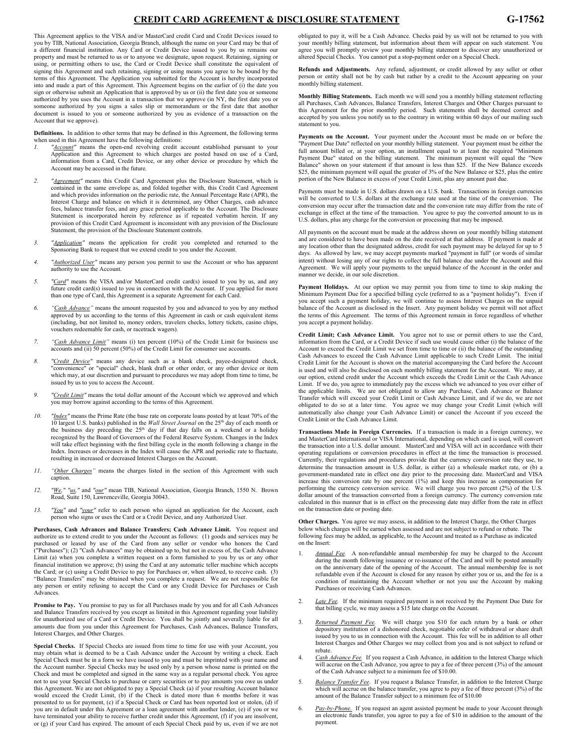# CREDIT CARD AGREEMENT & DISCLOSURE STATEMENT

G-17562

This Agreement applies to the VISA and/or MasterCard credit Card and Credit Devices issued to you by TIB, National Association, Georgia Branch, although the name on your Card may be that of a different financial institution. Any Card or Credit Device issued to you by us remains our property and must be returned to us or to anyone we designate, upon request. Retaining, signing or using, or permitting others to use, the Card or Credit Device shall constitute the equivalent of signing this Agreement and such retaining, signing or using means you agree to be bound by the terms of this Agreement. The Application you submitted for the Account is hereby incorporated into and made a part of this Agreement. This Agreement begins on the earlier of (i) the date you sign or otherwise submit an Application that is approved by us or (ii) the first date you or someone authorized by you uses the Account in a transaction that we approve (in NY, the first date you or someone authorized by you signs a sales slip or memorandum or the first date that another document is issued to you or someone authorized by you as evidence of a transaction on the Account that we approve).

**Definitions.** In addition to other terms that may be defined in this Agreement, the following terms when used in this Agreement have the following definitions:

1. *"Account"* means the open-end revolving credit account established pursuant to your Application and this Agreement to which charges are posted based on use of a Card, information from a Card, Credit Device, or any other device or procedure by which the Account may be accessed in the future.
2. *"Agreement"* means this Credit Card Agreement plus the Disclosure Statement, which is contained in the same envelope as, and folded together with, this Credit Card Agreement and which provides information on the periodic rate, the Annual Percentage Rate (APR), the Interest Charge and balance on which it is determined, any Other Charges, cash advance fees, balance transfer fees, and any grace period applicable to the Account. The Disclosure Statement is incorporated herein by reference as if repeated verbatim herein. If any provision of this Credit Card Agreement is inconsistent with any provision of the Disclosure Statement, the provision of the Disclosure Statement controls.
3. *"Application"* means the application for credit you completed and returned to the Sponsoring Bank to request that we extend credit to you under the Account.
4. *"Authorized User"* means any person you permit to use the Account or who has apparent authority to use the Account.
5. *"Card"* means the VISA and/or MasterCard credit card(s) issued to you by us, and any future credit card(s) issued to you in connection with the Account. If you applied for more than one type of Card, this Agreement is a separate Agreement for each Card.
6. *"Cash Advance"* means the amount requested by you and advanced to you by any method approved by us according to the terms of this Agreement in cash or cash equivalent items (including, but not limited to, money orders, travelers checks, lottery tickets, casino chips, vouchers redeemable for cash, or racetrack wagers).
7. *"Cash Advance Limit"* means (i) ten percent (10%) of the Credit Limit for business use accounts and (ii) 50 percent (50%) of the Credit Limit for consumer use accounts.
8. *"Credit Device"* means any device such as a blank check, payee-designated check, "convenience" or "special" check, blank draft or other order, or any other device or item which may, at our discretion and pursuant to procedures we may adopt from time to time, be issued by us to you to access the Account.
9. *"Credit Limit"* means the total dollar amount of the Account which we approved and which you may borrow against according to the terms of this Agreement.
10. *"Index"* means the Prime Rate (the base rate on corporate loans posted by at least 70% of the 10 largest U.S. banks) published in the *Wall Street Journal* on the 25th day of each month or the business day preceding the 25th day if that day falls on a weekend or a holiday recognized by the Board of Governors of the Federal Reserve System. Changes in the Index will take effect beginning with the first billing cycle in the month following a change in the Index. Increases or decreases in the Index will cause the APR and periodic rate to fluctuate, resulting in increased or decreased Interest Charges on the Account.
11. *"Other Charges"* means the charges listed in the section of this Agreement with such caption.
12. *"We," "us,"* and *"our"* mean TIB, National Association, Georgia Branch, 1550 N. Brown Road, Suite 150, Lawrenceville, Georgia 30043.
13. *"You"* and *"your"* refer to each person who signed an application for the Account, each person who signs or uses the Card or a Credit Device, and any Authorized User.

**Purchases, Cash Advances and Balance Transfers; Cash Advance Limit.** You request and authorize us to extend credit to you under the Account as follows: (1) goods and services may be purchased or leased by use of the Card from any seller or vendor who honors the Card ("Purchases"); (2) "Cash Advances" may be obtained up to, but not in excess of, the Cash Advance Limit (a) when you complete a written request on a form furnished to you by us or any other financial institution we approve; (b) using the Card at any automatic teller machine which accepts the Card; or (c) using a Credit Device to pay for Purchases or, when allowed, to receive cash. (3) "Balance Transfers" may be obtained when you complete a request. We are not responsible for any person or entity refusing to accept the Card or any Credit Device for Purchases or Cash Advances.

**Promise to Pay.** You promise to pay us for all Purchases made by you and for all Cash Advances and Balance Transfers received by you except as limited in this Agreement regarding your liability for unauthorized use of a Card or Credit Device. You shall be jointly and severally liable for all amounts due from you under this Agreement for Purchases, Cash Advances, Balance Transfers, Interest Charges, and Other Charges.

**Special Checks.** If Special Checks are issued from time to time for use with your Account, you may obtain what is deemed to be a Cash Advance under the Account by writing a check. Each Special Check must be in a form we have issued to you and must be imprinted with your name and the Account number. Special Checks may be used only by a person whose name is printed on the Check and must be completed and signed in the same way as a regular personal check. You agree not to use your Special Checks to purchase or carry securities or to pay amounts you owe us under this Agreement. We are not obligated to pay a Special Check (a) if your resulting Account balance would exceed the Credit Limit, (b) if the Check is dated more than 6 months before it was presented to us for payment, (c) if a Special Check or Card has been reported lost or stolen, (d) if you are in default under this Agreement or a loan agreement with another lender, (e) if you or we have terminated your ability to receive further credit under this Agreement, (f) if you are insolvent, or (g) if your Card has expired. The amount of each Special Check paid by us, even if we are not obligated to pay it, will be a Cash Advance. Checks paid by us will not be returned to you with your monthly billing statement, but information about them will appear on such statement. You agree you will promptly review your monthly billing statement to discover any unauthorized or altered Special Checks. You cannot place a stop-payment order on a Special Check.

**Refunds and Adjustments.** Any refund, adjustment, or credit allowed by any seller or other person or entity shall not be by cash but rather by a credit to the Account appearing on your monthly billing statement.

**Monthly Billing Statements.** Each month we will send you a monthly billing statement reflecting all Purchases, Cash Advances, Balance Transfers, Interest Charges and Other Charges pursuant to this Agreement for the prior monthly period. Such statements shall be deemed correct and accepted by you unless you notify us to the contrary in writing within 60 days of our mailing such statement to you.

**Payments on the Account.** Your payment under the Account must be made on or before the "Payment Due Date" reflected on your monthly billing statement. Your payment must be either the full amount billed or, at your option, an installment equal to at least the required "Minimum Payment Due" stated on the billing statement. The minimum payment will equal the "New Balance" shown on your statement if that amount is less than $25. If the New Balance exceeds $25, the minimum payment will equal the greater of 3% of the New Balance or $25, plus the entire portion of the New Balance in excess of your Credit Limit, plus any amount past due.

Payments must be made in U.S. dollars drawn on a U.S. bank. Transactions in foreign currencies will be converted to U.S. dollars at the exchange rate used at the time of the conversion. The conversion may occur after the transaction date and the conversion rate may differ from the rate of exchange in effect at the time of the transaction. You agree to pay the converted amount to us in U.S. dollars, plus any charge for the conversion or processing that may be imposed.

All payments on the account must be made at the address shown on your monthly billing statement and are considered to have been made on the date received at that address. If payment is made at any location other than the designated address, credit for such payment may be delayed for up to 5 days. As allowed by law, we may accept payments marked "payment in full" (or words of similar intent) without losing any of our rights to collect the full balance due under the Account and this Agreement. We will apply your payments to the unpaid balance of the Account in the order and manner we decide, in our sole discretion.

**Payment Holidays.** At our option we may permit you from time to time to skip making the Minimum Payment Due for a specified billing cycle (referred to as a "payment holiday"). Even if you accept such a payment holiday, we will continue to assess Interest Charges on the unpaid balance of the Account as disclosed in the Insert. Any payment holiday we permit will not affect the terms of this Agreement. The terms of this Agreement remain in force regardless of whether you accept a payment holiday.

**Credit Limit; Cash Advance Limit.** You agree not to use or permit others to use the Card, information from the Card, or a Credit Device if such use would cause either (i) the balance of the Account to exceed the Credit Limit we set from time to time or (ii) the balance of the outstanding Cash Advances to exceed the Cash Advance Limit applicable to such Credit Limit. The initial Credit Limit for the Account is shown on the material accompanying the Card before the Account is used and will also be disclosed on each monthly billing statement for the Account. We may, at our option, extend credit under the Account which exceeds the Credit Limit or the Cash Advance Limit. If we do, you agree to immediately pay the excess which we advanced to you over either of the applicable limits. We are not obligated to allow any Purchase, Cash Advance or Balance Transfer which will exceed your Credit Limit or Cash Advance Limit, and if we do, we are not obligated to do so at a later time. You agree we may change your Credit Limit (which will automatically also change your Cash Advance Limit) or cancel the Account if you exceed the Credit Limit or the Cash Advance Limit.

**Transactions Made in Foreign Currencies.** If a transaction is made in a foreign currency, we and MasterCard International or VISA International, depending on which card is used, will convert the transaction into a U.S. dollar amount. MasterCard and VISA will act in accordance with their operating regulations or conversion procedures in effect at the time the transaction is processed. Currently, their regulations and procedures provide that the currency conversion rate they use, to determine the transaction amount in U.S. dollar, is either (a) a wholesale market rate, or (b) a government-mandated rate in effect one day prior to the processing date. MasterCard and VISA increase this conversion rate by one percent (1%) and keep this increase as compensation for performing the currency conversion service. We will charge you two percent (2%) of the U.S. dollar amount of the transaction converted from a foreign currency. The currency conversion rate calculated in this manner that is in effect on the processing date may differ from the rate in effect on the transaction date or posting date.

**Other Charges.** You agree we may assess, in addition to the Interest Charge, the Other Charges below which charges will be earned when assessed and are not subject to refund or rebate. The following fees may be added, as applicable, to the Account and treated as a Purchase as indicated on the Insert:

1. *Annual Fee.* A non-refundable annual membership fee may be charged to the Account during the month following issuance or re-issuance of the Card and will be posted annually on the anniversary date of the opening of the Account. The annual membership fee is not refundable even if the Account is closed for any reason by either you or us, and the fee is a condition of maintaining the Account whether or not you use the Account by making Purchases or receiving Cash Advances.
2. *Late Fee.* If the minimum required payment is not received by the Payment Due Date for that billing cycle, we may assess a $15 late charge on the Account.
3. *Returned Payment Fee.* We will charge you $10 for each return by a bank or other depository institution of a dishonored check, negotiable order of withdrawal or share draft issued by you to us in connection with the Account. This fee will be in addition to all other Interest Charges and Other Charges we may collect from you and is not subject to refund or rebate.
4. *Cash Advance Fee.* If you request a Cash Advance, in addition to the Interest Charge which will accrue on the Cash Advance, you agree to pay a fee of three percent (3%) of the amount of the Cash Advance subject to a minimum fee of $10.00.
5. *Balance Transfer Fee.* If you request a Balance Transfer, in addition to the Interest Charge which will accrue on the balance transfer, you agree to pay a fee of three percent (3%) of the amount of the Balance Transfer subject to a minimum fee of $10.00
6. *Pay-by-Phone.* If you request an agent assisted payment be made to your Account through an electronic funds transfer, you agree to pay a fee of $10 in addition to the amount of the payment.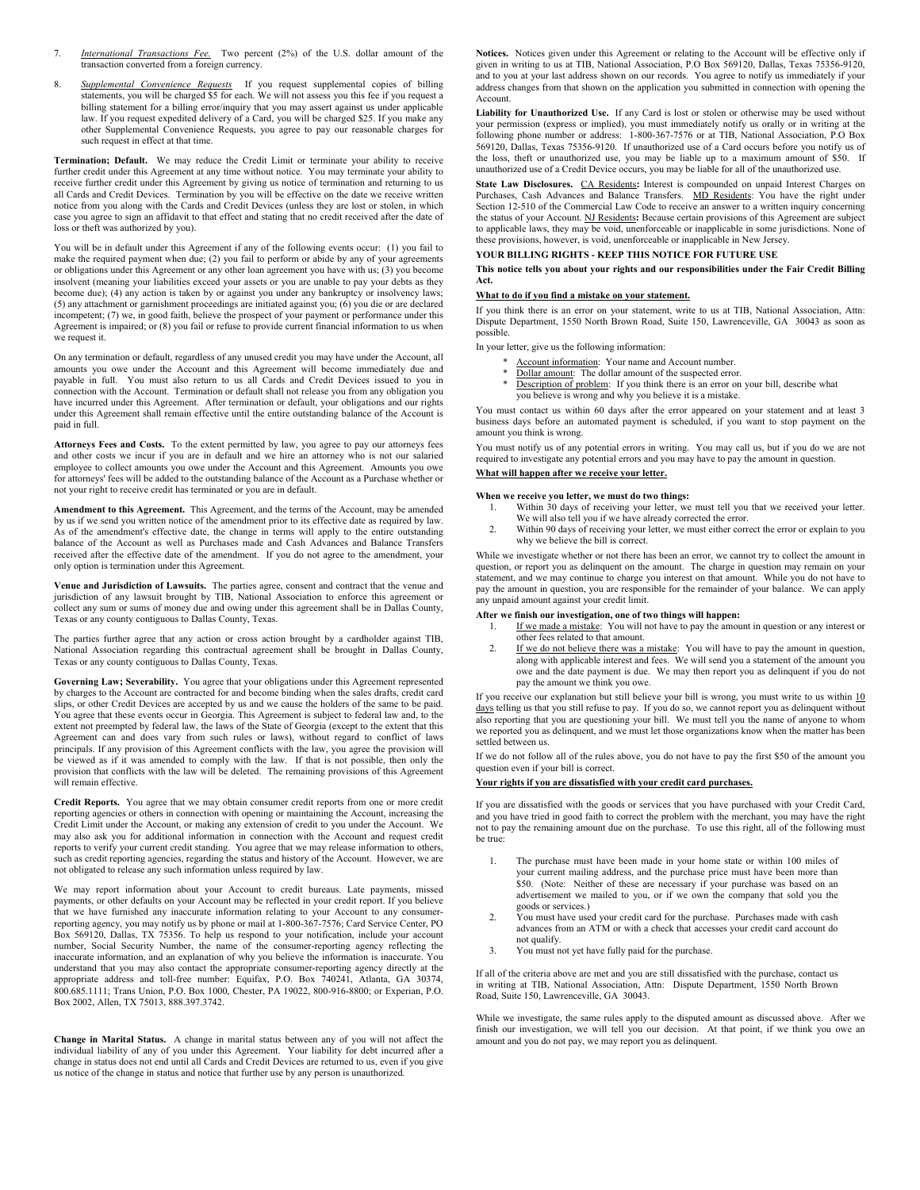7. *International Transactions Fee.* Two percent (2%) of the U.S. dollar amount of the transaction converted from a foreign currency.

8. *Supplemental Convenience Requests* If you request supplemental copies of billing statements, you will be charged $5 for each. We will not assess you this fee if you request a billing statement for a billing error/inquiry that you may assert against us under applicable law. If you request expedited delivery of a Card, you will be charged $25. If you make any other Supplemental Convenience Requests, you agree to pay our reasonable charges for such request in effect at that time.

**Termination; Default.** We may reduce the Credit Limit or terminate your ability to receive further credit under this Agreement at any time without notice. You may terminate your ability to receive further credit under this Agreement by giving us notice of termination and returning to us all Cards and Credit Devices. Termination by you will be effective on the date we receive written notice from you along with the Cards and Credit Devices (unless they are lost or stolen, in which case you agree to sign an affidavit to that effect and stating that no credit received after the date of loss or theft was authorized by you).

You will be in default under this Agreement if any of the following events occur: (1) you fail to make the required payment when due; (2) you fail to perform or abide by any of your agreements or obligations under this Agreement or any other loan agreement you have with us; (3) you become insolvent (meaning your liabilities exceed your assets or you are unable to pay your debts as they become due); (4) any action is taken by or against you under any bankruptcy or insolvency laws; (5) any attachment or garnishment proceedings are initiated against you; (6) you die or are declared incompetent; (7) we, in good faith, believe the prospect of your payment or performance under this Agreement is impaired; or (8) you fail or refuse to provide current financial information to us when we request it.

On any termination or default, regardless of any unused credit you may have under the Account, all amounts you owe under the Account and this Agreement will become immediately due and payable in full. You must also return to us all Cards and Credit Devices issued to you in connection with the Account. Termination or default shall not release you from any obligation you have incurred under this Agreement. After termination or default, your obligations and our rights under this Agreement shall remain effective until the entire outstanding balance of the Account is paid in full.

**Attorneys Fees and Costs.** To the extent permitted by law, you agree to pay our attorneys fees and other costs we incur if you are in default and we hire an attorney who is not our salaried employee to collect amounts you owe under the Account and this Agreement. Amounts you owe for attorneys' fees will be added to the outstanding balance of the Account as a Purchase whether or not your right to receive credit has terminated or you are in default.

**Amendment to this Agreement.** This Agreement, and the terms of the Account, may be amended by us if we send you written notice of the amendment prior to its effective date as required by law. As of the amendment's effective date, the change in terms will apply to the entire outstanding balance of the Account as well as Purchases made and Cash Advances and Balance Transfers received after the effective date of the amendment. If you do not agree to the amendment, your only option is termination under this Agreement.

**Venue and Jurisdiction of Lawsuits.** The parties agree, consent and contract that the venue and jurisdiction of any lawsuit brought by TIB, National Association to enforce this agreement or collect any sum or sums of money due and owing under this agreement shall be in Dallas County, Texas or any county contiguous to Dallas County, Texas.

The parties further agree that any action or cross action brought by a cardholder against TIB, National Association regarding this contractual agreement shall be brought in Dallas County, Texas or any county contiguous to Dallas County, Texas.

**Governing Law; Severability.** You agree that your obligations under this Agreement represented by charges to the Account are contracted for and become binding when the sales drafts, credit card slips, or other Credit Devices are accepted by us and we cause the holders of the same to be paid. You agree that these events occur in Georgia. This Agreement is subject to federal law and, to the extent not preempted by federal law, the laws of the State of Georgia (except to the extent that this Agreement can and does vary from such rules or laws), without regard to conflict of laws principals. If any provision of this Agreement conflicts with the law, you agree the provision will be viewed as if it was amended to comply with the law. If that is not possible, then only the provision that conflicts with the law will be deleted. The remaining provisions of this Agreement will remain effective.

**Credit Reports.** You agree that we may obtain consumer credit reports from one or more credit reporting agencies or others in connection with opening or maintaining the Account, increasing the Credit Limit under the Account, or making any extension of credit to you under the Account. We may also ask you for additional information in connection with the Account and request credit reports to verify your current credit standing. You agree that we may release information to others, such as credit reporting agencies, regarding the status and history of the Account. However, we are not obligated to release any such information unless required by law.

We may report information about your Account to credit bureaus. Late payments, missed payments, or other defaults on your Account may be reflected in your credit report. If you believe that we have furnished any inaccurate information relating to your Account to any consumer-reporting agency, you may notify us by phone or mail at 1-800-367-7576; Card Service Center, PO Box 569120, Dallas, TX 75356. To help us respond to your notification, include your account number, Social Security Number, the name of the consumer-reporting agency reflecting the inaccurate information, and an explanation of why you believe the information is inaccurate. You understand that you may also contact the appropriate consumer-reporting agency directly at the appropriate address and toll-free number: Equifax, P.O. Box 740241, Atlanta, GA 30374, 800.685.1111; Trans Union, P.O. Box 1000, Chester, PA 19022, 800-916-8800; or Experian, P.O. Box 2002, Allen, TX 75013, 888.397.3742.

**Change in Marital Status.** A change in marital status between any of you will not affect the individual liability of any of you under this Agreement. Your liability for debt incurred after a change in status does not end until all Cards and Credit Devices are returned to us, even if you give us notice of the change in status and notice that further use by any person is unauthorized.

**Notices.** Notices given under this Agreement or relating to the Account will be effective only if given in writing to us at TIB, National Association, P.O Box 569120, Dallas, Texas 75356-9120, and to you at your last address shown on our records. You agree to notify us immediately if your address changes from that shown on the application you submitted in connection with opening the Account.

**Liability for Unauthorized Use.** If any Card is lost or stolen or otherwise may be used without your permission (express or implied), you must immediately notify us orally or in writing at the following phone number or address: 1-800-367-7576 or at TIB, National Association, P.O Box 569120, Dallas, Texas 75356-9120. If unauthorized use of a Card occurs before you notify us of the loss, theft or unauthorized use, you may be liable up to a maximum amount of $50. If unauthorized use of a Credit Device occurs, you may be liable for all of the unauthorized use.

**State Law Disclosures.** CA Residents**:** Interest is compounded on unpaid Interest Charges on Purchases, Cash Advances and Balance Transfers. MD Residents: You have the right under Section 12-510 of the Commercial Law Code to receive an answer to a written inquiry concerning the status of your Account. NJ Residents**:** Because certain provisions of this Agreement are subject to applicable laws, they may be void, unenforceable or inapplicable in some jurisdictions. None of these provisions, however, is void, unenforceable or inapplicable in New Jersey.

**YOUR BILLING RIGHTS - KEEP THIS NOTICE FOR FUTURE USE**

**This notice tells you about your rights and our responsibilities under the Fair Credit Billing Act.**

**What to do if you find a mistake on your statement.**

If you think there is an error on your statement, write to us at TIB, National Association, Attn: Dispute Department, 1550 North Brown Road, Suite 150, Lawrenceville, GA 30043 as soon as possible.

In your letter, give us the following information:

* Account information: Your name and Account number.
* Dollar amount: The dollar amount of the suspected error.
* Description of problem: If you think there is an error on your bill, describe what you believe is wrong and why you believe it is a mistake.

You must contact us within 60 days after the error appeared on your statement and at least 3 business days before an automated payment is scheduled, if you want to stop payment on the amount you think is wrong.

You must notify us of any potential errors in writing. You may call us, but if you do we are not required to investigate any potential errors and you may have to pay the amount in question.

**What will happen after we receive your letter.**

**When we receive your letter, we must do two things:**

1. Within 30 days of receiving your letter, we must tell you that we received your letter. We will also tell you if we have already corrected the error.
2. Within 90 days of receiving your letter, we must either correct the error or explain to you why we believe the bill is correct.

While we investigate whether or not there has been an error, we cannot try to collect the amount in question, or report you as delinquent on the amount. The charge in question may remain on your statement, and we may continue to charge you interest on that amount. While you do not have to pay the amount in question, you are responsible for the remainder of your balance. We can apply any unpaid amount against your credit limit.

**After we finish our investigation, one of two things will happen:**

1. If we made a mistake: You will not have to pay the amount in question or any interest or other fees related to that amount.
2. If we do not believe there was a mistake: You will have to pay the amount in question, along with applicable interest and fees. We will send you a statement of the amount you owe and the date payment is due. We may then report you as delinquent if you do not pay the amount we think you owe.

If you receive our explanation but still believe your bill is wrong, you must write to us within 10 days telling us that you still refuse to pay. If you do so, we cannot report you as delinquent without also reporting that you are questioning your bill. We must tell you the name of anyone to whom we reported you as delinquent, and we must let those organizations know when the matter has been settled between us.

If we do not follow all of the rules above, you do not have to pay the first $50 of the amount you question even if your bill is correct.

**Your rights if you are dissatisfied with your credit card purchases.**

If you are dissatisfied with the goods or services that you have purchased with your Credit Card, and you have tried in good faith to correct the problem with the merchant, you may have the right not to pay the remaining amount due on the purchase. To use this right, all of the following must be true:

1. The purchase must have been made in your home state or within 100 miles of your current mailing address, and the purchase price must have been more than $50. (Note: Neither of these are necessary if your purchase was based on an advertisement we mailed to you, or if we own the company that sold you the goods or services.)
2. You must have used your credit card for the purchase. Purchases made with cash advances from an ATM or with a check that accesses your credit card account do not qualify.
3. You must not yet have fully paid for the purchase.

If all of the criteria above are met and you are still dissatisfied with the purchase, contact us in writing at TIB, National Association, Attn: Dispute Department, 1550 North Brown Road, Suite 150, Lawrenceville, GA 30043.

While we investigate, the same rules apply to the disputed amount as discussed above. After we finish our investigation, we will tell you our decision. At that point, if we think you owe an amount and you do not pay, we may report you as delinquent.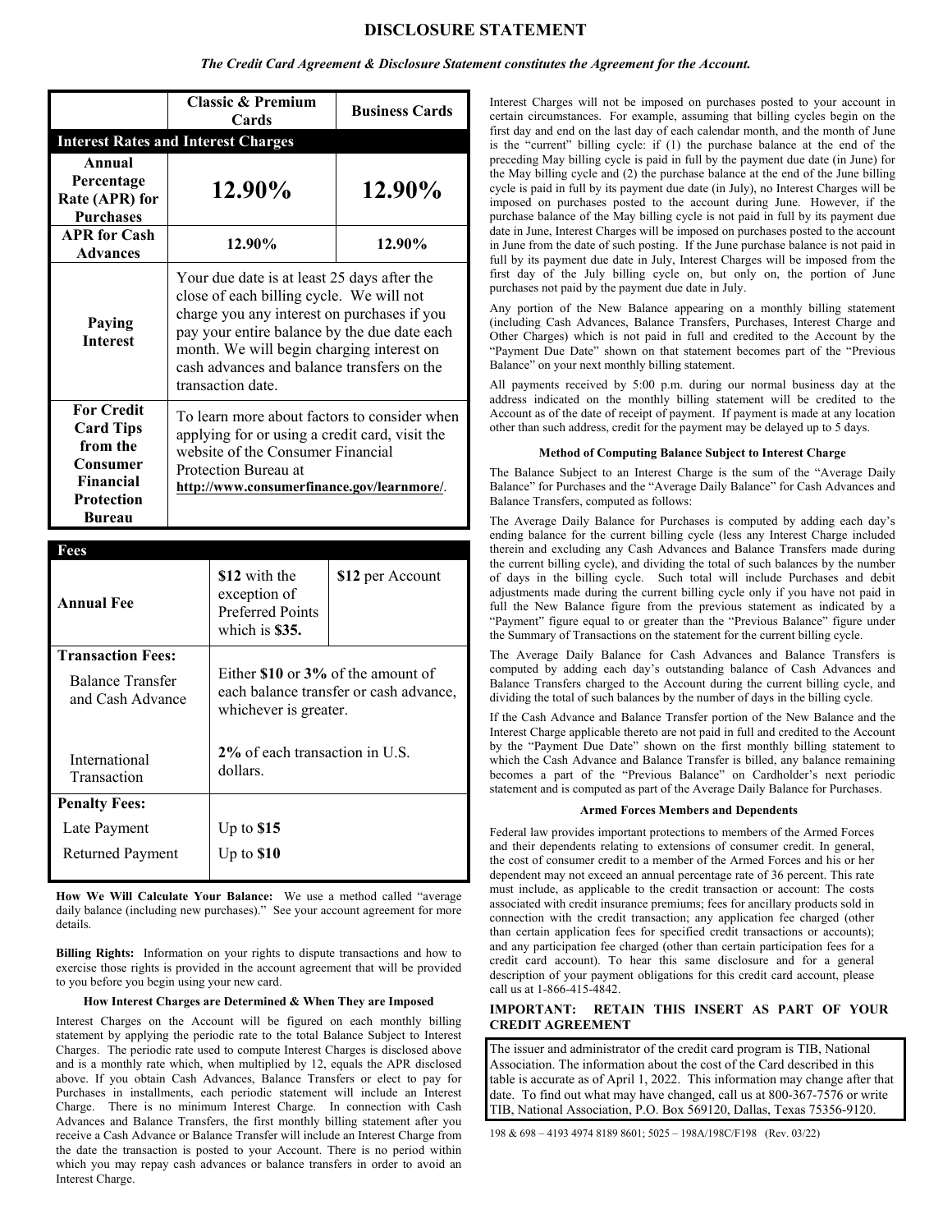# DISCLOSURE STATEMENT

***The Credit Card Agreement & Disclosure Statement constitutes the Agreement for the Account.***

| | Classic & Premium Cards | Business Cards |
|---|---|---|
| **Interest Rates and Interest Charges** | | |
| **Annual Percentage Rate (APR) for Purchases** | **12.90%** | **12.90%** |
| **APR for Cash Advances** | **12.90%** | **12.90%** |
| **Paying Interest** | Your due date is at least 25 days after the close of each billing cycle. We will not charge you any interest on purchases if you pay your entire balance by the due date each month. We will begin charging interest on cash advances and balance transfers on the transaction date. | |
| **For Credit Card Tips from the Consumer Financial Protection Bureau** | To learn more about factors to consider when applying for or using a credit card, visit the website of the Consumer Financial Protection Bureau at **http://www.consumerfinance.gov/learnmore/**. | |

| Fees | | |
|---|---|---|
| **Annual Fee** | **$12** with the exception of Preferred Points which is **$35.** | **$12** per Account |
| **Transaction Fees:** | | |
| Balance Transfer and Cash Advance | Either **$10** or **3%** of the amount of each balance transfer or cash advance, whichever is greater. | |
| International Transaction | **2%** of each transaction in U.S. dollars. | |
| **Penalty Fees:** | | |
| Late Payment | Up to **$15** | |
| Returned Payment | Up to **$10** | |

**How We Will Calculate Your Balance:** We use a method called "average daily balance (including new purchases)." See your account agreement for more details.

**Billing Rights:** Information on your rights to dispute transactions and how to exercise those rights is provided in the account agreement that will be provided to you before you begin using your new card.

### How Interest Charges are Determined & When They are Imposed

Interest Charges on the Account will be figured on each monthly billing statement by applying the periodic rate to the total Balance Subject to Interest Charges. The periodic rate used to compute Interest Charges is disclosed above and is a monthly rate which, when multiplied by 12, equals the APR disclosed above. If you obtain Cash Advances, Balance Transfers or elect to pay for Purchases in installments, each periodic statement will include an Interest Charge. There is no minimum Interest Charge. In connection with Cash Advances and Balance Transfers, the first monthly billing statement after you receive a Cash Advance or Balance Transfer will include an Interest Charge from the date the transaction is posted to your Account. There is no period within which you may repay cash advances or balance transfers in order to avoid an Interest Charge.

Interest Charges will not be imposed on purchases posted to your account in certain circumstances. For example, assuming that billing cycles begin on the first day and end on the last day of each calendar month, and the month of June is the "current" billing cycle: if (1) the purchase balance at the end of the preceding May billing cycle is paid in full by the payment due date (in June) for the May billing cycle and (2) the purchase balance at the end of the June billing cycle is paid in full by its payment due date (in July), no Interest Charges will be imposed on purchases posted to the account during June. However, if the purchase balance of the May billing cycle is not paid in full by its payment due date in June, Interest Charges will be imposed on purchases posted to the account in June from the date of such posting. If the June purchase balance is not paid in full by its payment due date in July, Interest Charges will be imposed from the first day of the July billing cycle on, but only on, the portion of June purchases not paid by the payment due date in July.

Any portion of the New Balance appearing on a monthly billing statement (including Cash Advances, Balance Transfers, Purchases, Interest Charge and Other Charges) which is not paid in full and credited to the Account by the "Payment Due Date" shown on that statement becomes part of the "Previous Balance" on your next monthly billing statement.

All payments received by 5:00 p.m. during our normal business day at the address indicated on the monthly billing statement will be credited to the Account as of the date of receipt of payment. If payment is made at any location other than such address, credit for the payment may be delayed up to 5 days.

### Method of Computing Balance Subject to Interest Charge

The Balance Subject to an Interest Charge is the sum of the "Average Daily Balance" for Purchases and the "Average Daily Balance" for Cash Advances and Balance Transfers, computed as follows:

The Average Daily Balance for Purchases is computed by adding each day's ending balance for the current billing cycle (less any Interest Charge included therein and excluding any Cash Advances and Balance Transfers made during the current billing cycle), and dividing the total of such balances by the number of days in the billing cycle. Such total will include Purchases and debit adjustments made during the current billing cycle only if you have not paid in full the New Balance figure from the previous statement as indicated by a "Payment" figure equal to or greater than the "Previous Balance" figure under the Summary of Transactions on the statement for the current billing cycle.

The Average Daily Balance for Cash Advances and Balance Transfers is computed by adding each day's outstanding balance of Cash Advances and Balance Transfers charged to the Account during the current billing cycle, and dividing the total of such balances by the number of days in the billing cycle.

If the Cash Advance and Balance Transfer portion of the New Balance and the Interest Charge applicable thereto are not paid in full and credited to the Account by the "Payment Due Date" shown on the first monthly billing statement to which the Cash Advance and Balance Transfer is billed, any balance remaining becomes a part of the "Previous Balance" on Cardholder's next periodic statement and is computed as part of the Average Daily Balance for Purchases.

### Armed Forces Members and Dependents

Federal law provides important protections to members of the Armed Forces and their dependents relating to extensions of consumer credit. In general, the cost of consumer credit to a member of the Armed Forces and his or her dependent may not exceed an annual percentage rate of 36 percent. This rate must include, as applicable to the credit transaction or account: The costs associated with credit insurance premiums; fees for ancillary products sold in connection with the credit transaction; any application fee charged (other than certain application fees for specified credit transactions or accounts); and any participation fee charged (other than certain participation fees for a credit card account). To hear this same disclosure and for a general description of your payment obligations for this credit card account, please call us at 1-866-415-4842.

**IMPORTANT: RETAIN THIS INSERT AS PART OF YOUR CREDIT AGREEMENT**

The issuer and administrator of the credit card program is TIB, National Association. The information about the cost of the Card described in this table is accurate as of April 1, 2022. This information may change after that date. To find out what may have changed, call us at 800-367-7576 or write TIB, National Association, P.O. Box 569120, Dallas, Texas 75356-9120.

198 & 698 – 4193 4974 8189 8601; 5025 – 198A/198C/F198 (Rev. 03/22)